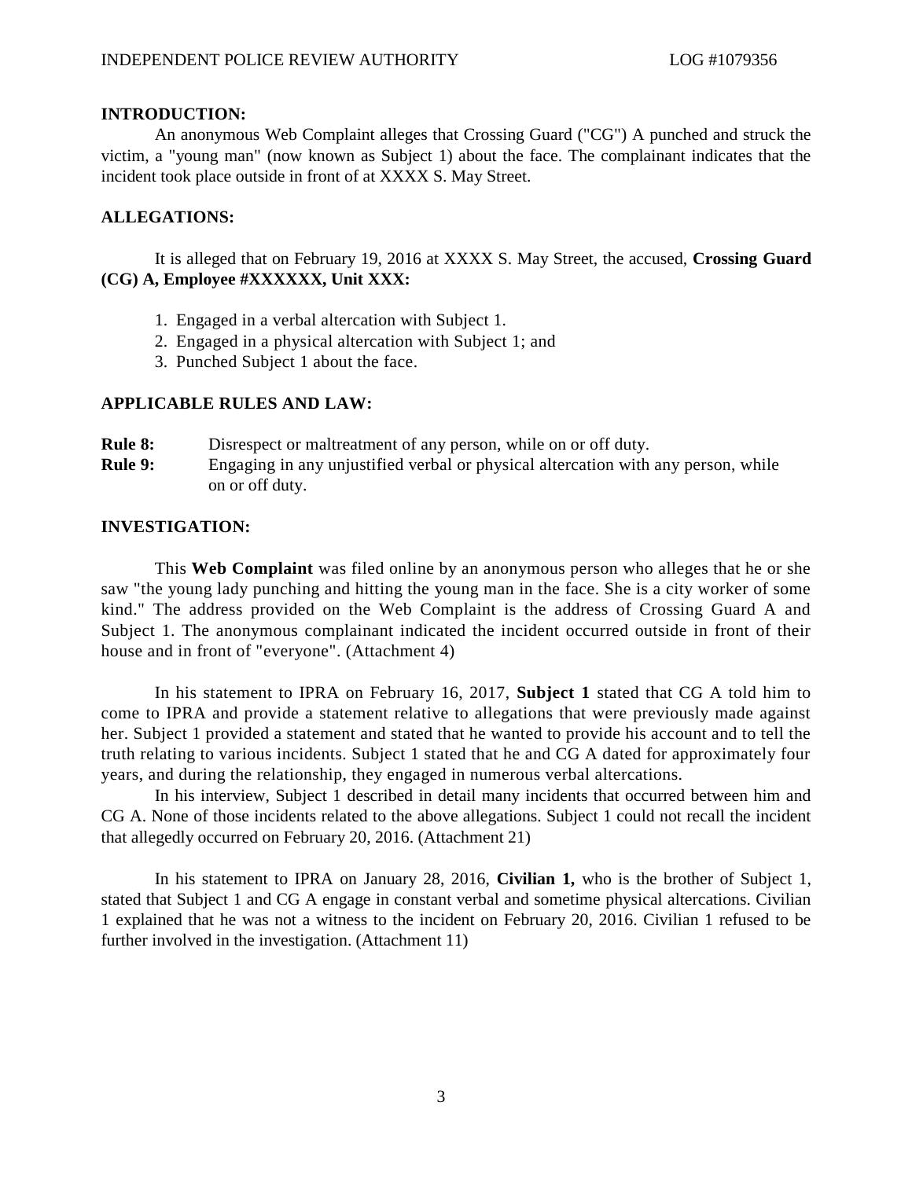**INTRODUCTION:**

An anonymous Web Complaint alleges that Crossing Guard ("CG") A punched and struck the victim, a "young man" (now known as Subject 1) about the face. The complainant indicates that the incident took place outside in front of at XXXX S. May Street.

**ALLEGATIONS:**

It is alleged that on February 19, 2016 at XXXX S. May Street, the accused, **Crossing Guard (CG) A, Employee #XXXXXX, Unit XXX:**

1. Engaged in a verbal altercation with Subject 1.
2. Engaged in a physical altercation with Subject 1; and
3. Punched Subject 1 about the face.

**APPLICABLE RULES AND LAW:**

**Rule 8:** Disrespect or maltreatment of any person, while on or off duty.

**Rule 9:** Engaging in any unjustified verbal or physical altercation with any person, while on or off duty.

**INVESTIGATION:**

This **Web Complaint** was filed online by an anonymous person who alleges that he or she saw "the young lady punching and hitting the young man in the face. She is a city worker of some kind." The address provided on the Web Complaint is the address of Crossing Guard A and Subject 1. The anonymous complainant indicated the incident occurred outside in front of their house and in front of "everyone". (Attachment 4)

In his statement to IPRA on February 16, 2017, **Subject 1** stated that CG A told him to come to IPRA and provide a statement relative to allegations that were previously made against her. Subject 1 provided a statement and stated that he wanted to provide his account and to tell the truth relating to various incidents. Subject 1 stated that he and CG A dated for approximately four years, and during the relationship, they engaged in numerous verbal altercations.

In his interview, Subject 1 described in detail many incidents that occurred between him and CG A. None of those incidents related to the above allegations. Subject 1 could not recall the incident that allegedly occurred on February 20, 2016. (Attachment 21)

In his statement to IPRA on January 28, 2016, **Civilian 1,** who is the brother of Subject 1, stated that Subject 1 and CG A engage in constant verbal and sometime physical altercations. Civilian 1 explained that he was not a witness to the incident on February 20, 2016. Civilian 1 refused to be further involved in the investigation. (Attachment 11)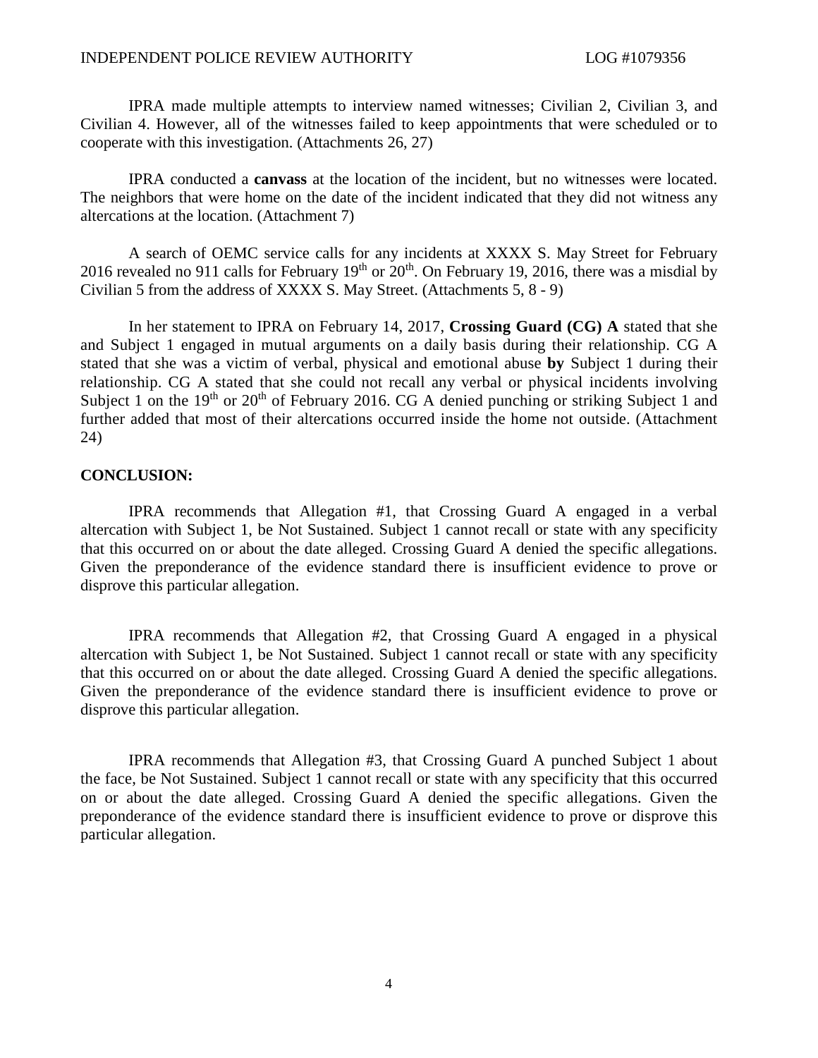IPRA made multiple attempts to interview named witnesses; Civilian 2, Civilian 3, and Civilian 4. However, all of the witnesses failed to keep appointments that were scheduled or to cooperate with this investigation. (Attachments 26, 27)

IPRA conducted a **canvass** at the location of the incident, but no witnesses were located. The neighbors that were home on the date of the incident indicated that they did not witness any altercations at the location. (Attachment 7)

A search of OEMC service calls for any incidents at XXXX S. May Street for February 2016 revealed no 911 calls for February 19th or 20th. On February 19, 2016, there was a misdial by Civilian 5 from the address of XXXX S. May Street. (Attachments 5, 8 - 9)

In her statement to IPRA on February 14, 2017, **Crossing Guard (CG) A** stated that she and Subject 1 engaged in mutual arguments on a daily basis during their relationship. CG A stated that she was a victim of verbal, physical and emotional abuse **by** Subject 1 during their relationship. CG A stated that she could not recall any verbal or physical incidents involving Subject 1 on the 19th or 20th of February 2016. CG A denied punching or striking Subject 1 and further added that most of their altercations occurred inside the home not outside. (Attachment 24)

**CONCLUSION:**

IPRA recommends that Allegation #1, that Crossing Guard A engaged in a verbal altercation with Subject 1, be Not Sustained. Subject 1 cannot recall or state with any specificity that this occurred on or about the date alleged. Crossing Guard A denied the specific allegations. Given the preponderance of the evidence standard there is insufficient evidence to prove or disprove this particular allegation.

IPRA recommends that Allegation #2, that Crossing Guard A engaged in a physical altercation with Subject 1, be Not Sustained. Subject 1 cannot recall or state with any specificity that this occurred on or about the date alleged. Crossing Guard A denied the specific allegations. Given the preponderance of the evidence standard there is insufficient evidence to prove or disprove this particular allegation.

IPRA recommends that Allegation #3, that Crossing Guard A punched Subject 1 about the face, be Not Sustained. Subject 1 cannot recall or state with any specificity that this occurred on or about the date alleged. Crossing Guard A denied the specific allegations. Given the preponderance of the evidence standard there is insufficient evidence to prove or disprove this particular allegation.